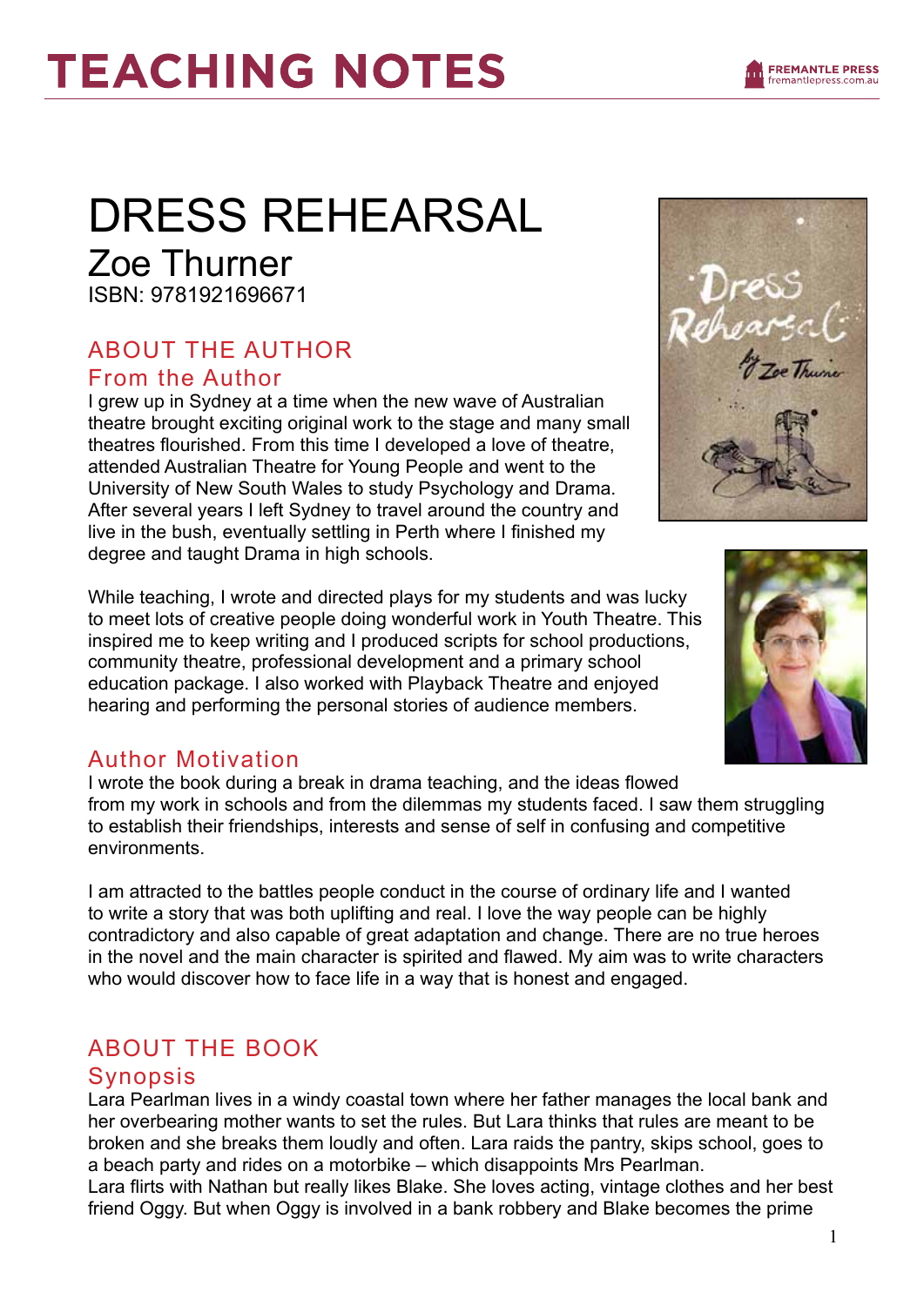# TEACHING NOTES

# DRESS REHEARSAL

## Zoe Thurner

ISBN: 9781921696671

## ABOUT THE AUTHOR

### From the Author

I grew up in Sydney at a time when the new wave of Australian theatre brought exciting original work to the stage and many small theatres flourished. From this time I developed a love of theatre, attended Australian Theatre for Young People and went to the University of New South Wales to study Psychology and Drama. After several years I left Sydney to travel around the country and live in the bush, eventually settling in Perth where I finished my degree and taught Drama in high schools.

While teaching, I wrote and directed plays for my students and was lucky to meet lots of creative people doing wonderful work in Youth Theatre. This inspired me to keep writing and I produced scripts for school productions, community theatre, professional development and a primary school education package. I also worked with Playback Theatre and enjoyed hearing and performing the personal stories of audience members.

### Author Motivation

I wrote the book during a break in drama teaching, and the ideas flowed from my work in schools and from the dilemmas my students faced. I saw them struggling to establish their friendships, interests and sense of self in confusing and competitive environments.

I am attracted to the battles people conduct in the course of ordinary life and I wanted to write a story that was both uplifting and real. I love the way people can be highly contradictory and also capable of great adaptation and change. There are no true heroes in the novel and the main character is spirited and flawed. My aim was to write characters who would discover how to face life in a way that is honest and engaged.

## ABOUT THE BOOK

### Synopsis

Lara Pearlman lives in a windy coastal town where her father manages the local bank and her overbearing mother wants to set the rules. But Lara thinks that rules are meant to be broken and she breaks them loudly and often. Lara raids the pantry, skips school, goes to a beach party and rides on a motorbike – which disappoints Mrs Pearlman.
Lara flirts with Nathan but really likes Blake. She loves acting, vintage clothes and her best friend Oggy. But when Oggy is involved in a bank robbery and Blake becomes the prime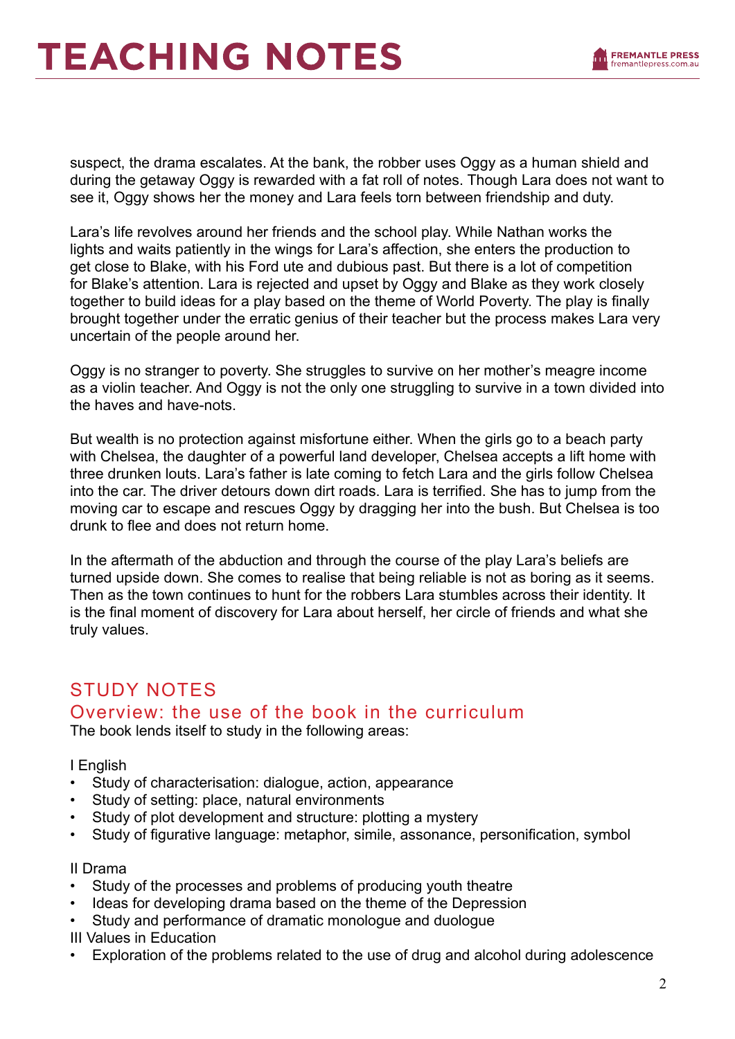suspect, the drama escalates. At the bank, the robber uses Oggy as a human shield and during the getaway Oggy is rewarded with a fat roll of notes. Though Lara does not want to see it, Oggy shows her the money and Lara feels torn between friendship and duty.

Lara's life revolves around her friends and the school play. While Nathan works the lights and waits patiently in the wings for Lara's affection, she enters the production to get close to Blake, with his Ford ute and dubious past. But there is a lot of competition for Blake's attention. Lara is rejected and upset by Oggy and Blake as they work closely together to build ideas for a play based on the theme of World Poverty. The play is finally brought together under the erratic genius of their teacher but the process makes Lara very uncertain of the people around her.

Oggy is no stranger to poverty. She struggles to survive on her mother's meagre income as a violin teacher. And Oggy is not the only one struggling to survive in a town divided into the haves and have-nots.

But wealth is no protection against misfortune either. When the girls go to a beach party with Chelsea, the daughter of a powerful land developer, Chelsea accepts a lift home with three drunken louts. Lara's father is late coming to fetch Lara and the girls follow Chelsea into the car. The driver detours down dirt roads. Lara is terrified. She has to jump from the moving car to escape and rescues Oggy by dragging her into the bush. But Chelsea is too drunk to flee and does not return home.

In the aftermath of the abduction and through the course of the play Lara's beliefs are turned upside down. She comes to realise that being reliable is not as boring as it seems. Then as the town continues to hunt for the robbers Lara stumbles across their identity. It is the final moment of discovery for Lara about herself, her circle of friends and what she truly values.

## STUDY NOTES

### Overview: the use of the book in the curriculum

The book lends itself to study in the following areas:

I English

- Study of characterisation: dialogue, action, appearance
- Study of setting: place, natural environments
- Study of plot development and structure: plotting a mystery
- Study of figurative language: metaphor, simile, assonance, personification, symbol

II Drama

- Study of the processes and problems of producing youth theatre
- Ideas for developing drama based on the theme of the Depression
- Study and performance of dramatic monologue and duologue

III Values in Education

- Exploration of the problems related to the use of drug and alcohol during adolescence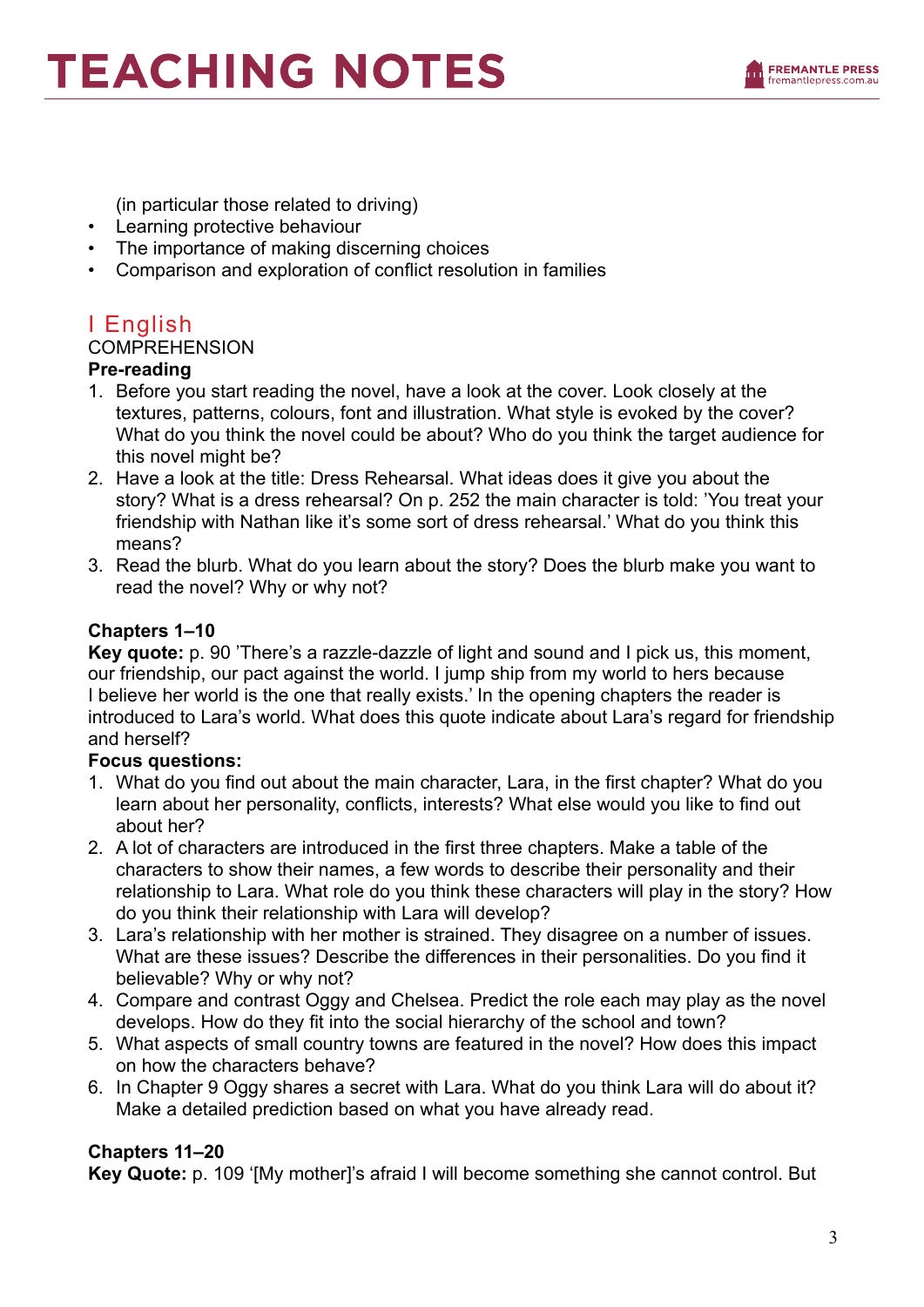(in particular those related to driving)

- Learning protective behaviour
- The importance of making discerning choices
- Comparison and exploration of conflict resolution in families

## I English

COMPREHENSION

**Pre-reading**

1. Before you start reading the novel, have a look at the cover. Look closely at the textures, patterns, colours, font and illustration. What style is evoked by the cover? What do you think the novel could be about? Who do you think the target audience for this novel might be?
2. Have a look at the title: Dress Rehearsal. What ideas does it give you about the story? What is a dress rehearsal? On p. 252 the main character is told: 'You treat your friendship with Nathan like it's some sort of dress rehearsal.' What do you think this means?
3. Read the blurb. What do you learn about the story? Does the blurb make you want to read the novel? Why or why not?

**Chapters 1–10**

**Key quote:** p. 90 'There's a razzle-dazzle of light and sound and I pick us, this moment, our friendship, our pact against the world. I jump ship from my world to hers because I believe her world is the one that really exists.' In the opening chapters the reader is introduced to Lara's world. What does this quote indicate about Lara's regard for friendship and herself?

**Focus questions:**

1. What do you find out about the main character, Lara, in the first chapter? What do you learn about her personality, conflicts, interests? What else would you like to find out about her?
2. A lot of characters are introduced in the first three chapters. Make a table of the characters to show their names, a few words to describe their personality and their relationship to Lara. What role do you think these characters will play in the story? How do you think their relationship with Lara will develop?
3. Lara's relationship with her mother is strained. They disagree on a number of issues. What are these issues? Describe the differences in their personalities. Do you find it believable? Why or why not?
4. Compare and contrast Oggy and Chelsea. Predict the role each may play as the novel develops. How do they fit into the social hierarchy of the school and town?
5. What aspects of small country towns are featured in the novel? How does this impact on how the characters behave?
6. In Chapter 9 Oggy shares a secret with Lara. What do you think Lara will do about it? Make a detailed prediction based on what you have already read.

**Chapters 11–20**

**Key Quote:** p. 109 '[My mother]'s afraid I will become something she cannot control. But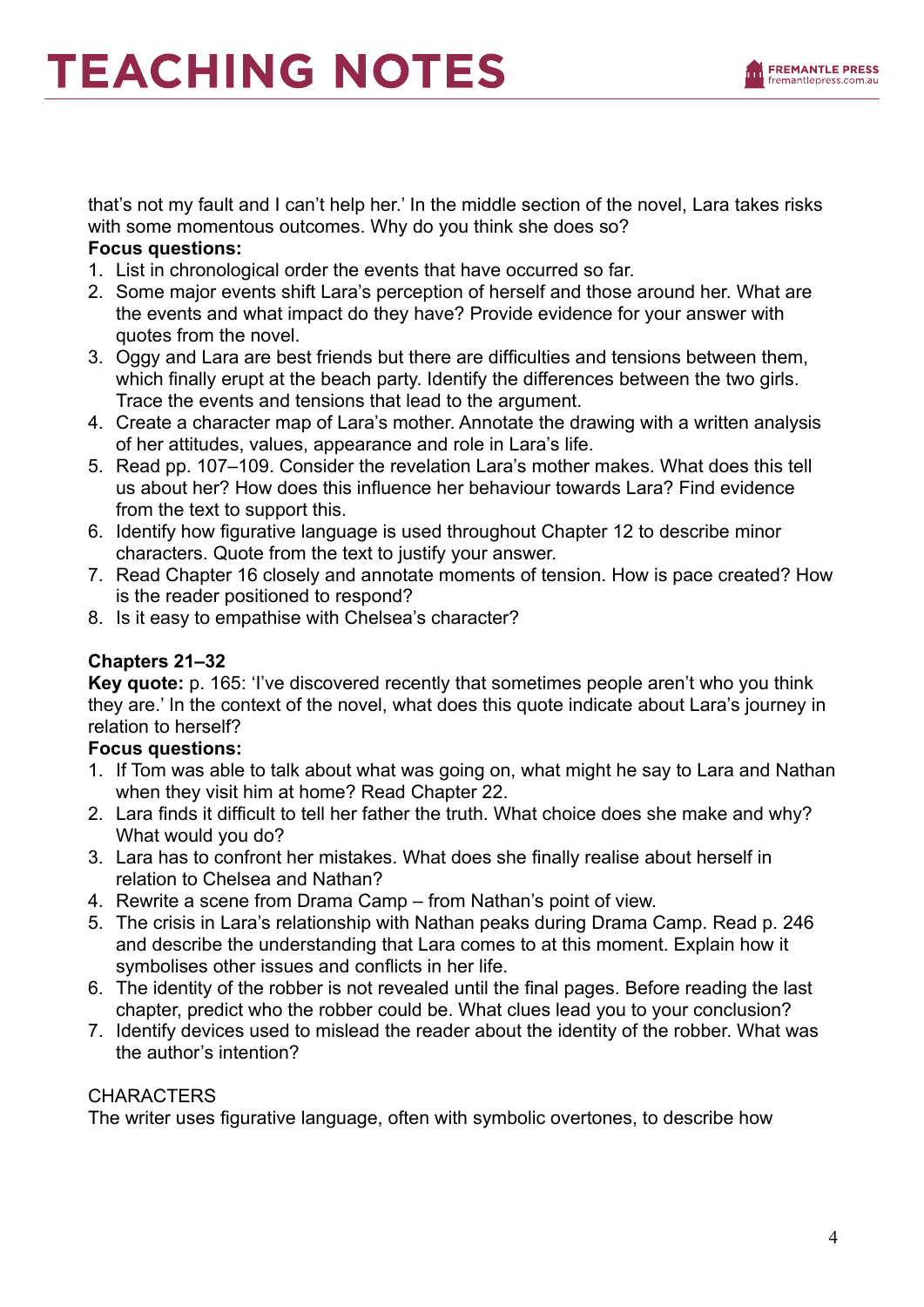that's not my fault and I can't help her.' In the middle section of the novel, Lara takes risks with some momentous outcomes. Why do you think she does so?

**Focus questions:**

1. List in chronological order the events that have occurred so far.
2. Some major events shift Lara's perception of herself and those around her. What are the events and what impact do they have? Provide evidence for your answer with quotes from the novel.
3. Oggy and Lara are best friends but there are difficulties and tensions between them, which finally erupt at the beach party. Identify the differences between the two girls. Trace the events and tensions that lead to the argument.
4. Create a character map of Lara's mother. Annotate the drawing with a written analysis of her attitudes, values, appearance and role in Lara's life.
5. Read pp. 107–109. Consider the revelation Lara's mother makes. What does this tell us about her? How does this influence her behaviour towards Lara? Find evidence from the text to support this.
6. Identify how figurative language is used throughout Chapter 12 to describe minor characters. Quote from the text to justify your answer.
7. Read Chapter 16 closely and annotate moments of tension. How is pace created? How is the reader positioned to respond?
8. Is it easy to empathise with Chelsea's character?

**Chapters 21–32**

**Key quote:** p. 165: 'I've discovered recently that sometimes people aren't who you think they are.' In the context of the novel, what does this quote indicate about Lara's journey in relation to herself?

**Focus questions:**

1. If Tom was able to talk about what was going on, what might he say to Lara and Nathan when they visit him at home? Read Chapter 22.
2. Lara finds it difficult to tell her father the truth. What choice does she make and why? What would you do?
3. Lara has to confront her mistakes. What does she finally realise about herself in relation to Chelsea and Nathan?
4. Rewrite a scene from Drama Camp – from Nathan's point of view.
5. The crisis in Lara's relationship with Nathan peaks during Drama Camp. Read p. 246 and describe the understanding that Lara comes to at this moment. Explain how it symbolises other issues and conflicts in her life.
6. The identity of the robber is not revealed until the final pages. Before reading the last chapter, predict who the robber could be. What clues lead you to your conclusion?
7. Identify devices used to mislead the reader about the identity of the robber. What was the author's intention?

CHARACTERS

The writer uses figurative language, often with symbolic overtones, to describe how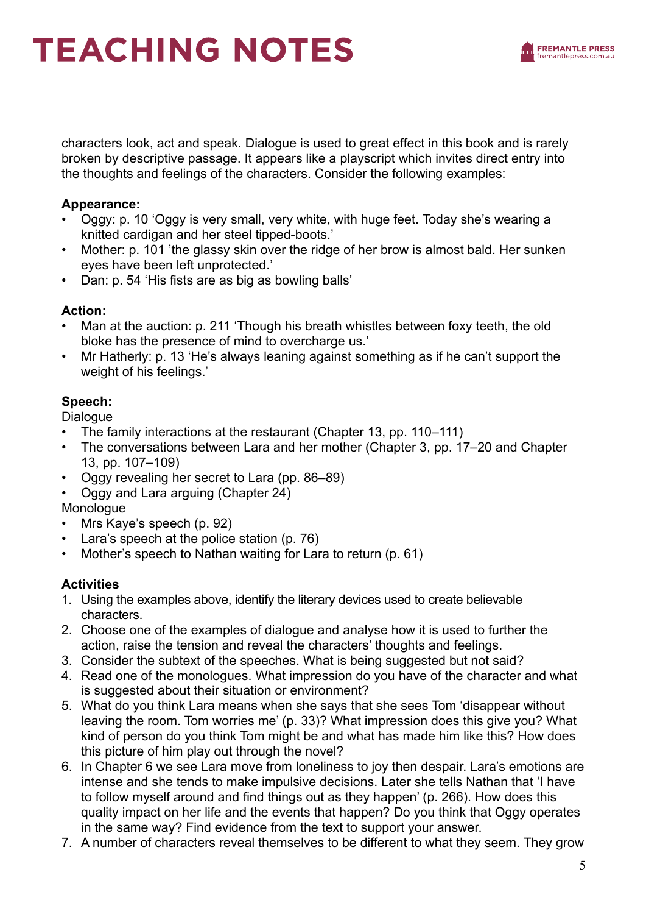characters look, act and speak. Dialogue is used to great effect in this book and is rarely broken by descriptive passage. It appears like a playscript which invites direct entry into the thoughts and feelings of the characters. Consider the following examples:

**Appearance:**

- Oggy: p. 10 'Oggy is very small, very white, with huge feet. Today she's wearing a knitted cardigan and her steel tipped-boots.'
- Mother: p. 101 'the glassy skin over the ridge of her brow is almost bald. Her sunken eyes have been left unprotected.'
- Dan: p. 54 'His fists are as big as bowling balls'

**Action:**

- Man at the auction: p. 211 'Though his breath whistles between foxy teeth, the old bloke has the presence of mind to overcharge us.'
- Mr Hatherly: p. 13 'He's always leaning against something as if he can't support the weight of his feelings.'

**Speech:**

Dialogue

- The family interactions at the restaurant (Chapter 13, pp. 110–111)
- The conversations between Lara and her mother (Chapter 3, pp. 17–20 and Chapter 13, pp. 107–109)
- Oggy revealing her secret to Lara (pp. 86–89)
- Oggy and Lara arguing (Chapter 24)

Monologue

- Mrs Kaye's speech (p. 92)
- Lara's speech at the police station (p. 76)
- Mother's speech to Nathan waiting for Lara to return (p. 61)

**Activities**

1. Using the examples above, identify the literary devices used to create believable characters.
2. Choose one of the examples of dialogue and analyse how it is used to further the action, raise the tension and reveal the characters' thoughts and feelings.
3. Consider the subtext of the speeches. What is being suggested but not said?
4. Read one of the monologues. What impression do you have of the character and what is suggested about their situation or environment?
5. What do you think Lara means when she says that she sees Tom 'disappear without leaving the room. Tom worries me' (p. 33)? What impression does this give you? What kind of person do you think Tom might be and what has made him like this? How does this picture of him play out through the novel?
6. In Chapter 6 we see Lara move from loneliness to joy then despair. Lara's emotions are intense and she tends to make impulsive decisions. Later she tells Nathan that 'I have to follow myself around and find things out as they happen' (p. 266). How does this quality impact on her life and the events that happen? Do you think that Oggy operates in the same way? Find evidence from the text to support your answer.
7. A number of characters reveal themselves to be different to what they seem. They grow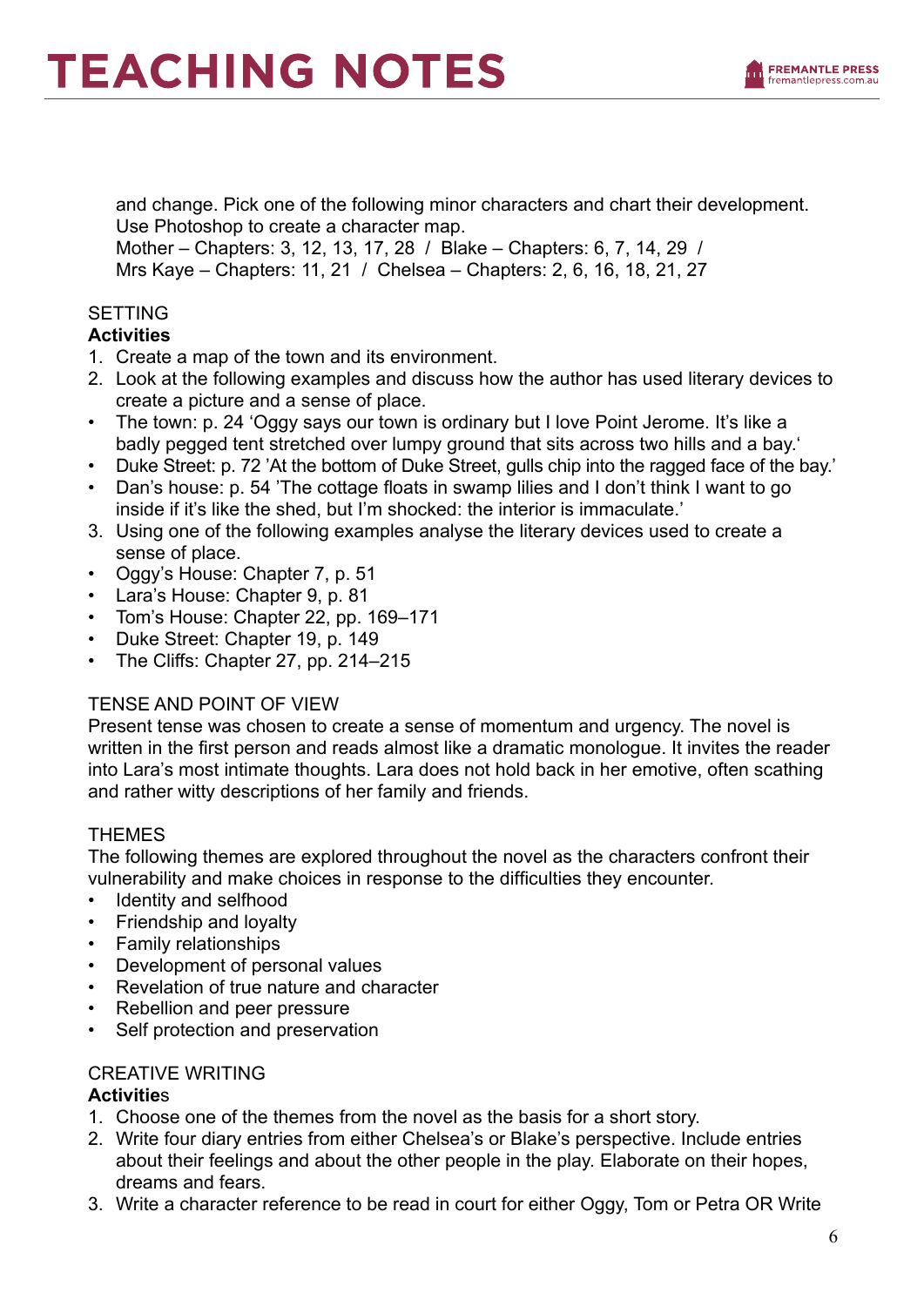and change. Pick one of the following minor characters and chart their development. Use Photoshop to create a character map.
Mother – Chapters: 3, 12, 13, 17, 28 / Blake – Chapters: 6, 7, 14, 29 / Mrs Kaye – Chapters: 11, 21 / Chelsea – Chapters: 2, 6, 16, 18, 21, 27

## SETTING

**Activities**

1. Create a map of the town and its environment.
2. Look at the following examples and discuss how the author has used literary devices to create a picture and a sense of place.
   - The town: p. 24 'Oggy says our town is ordinary but I love Point Jerome. It's like a badly pegged tent stretched over lumpy ground that sits across two hills and a bay.'
   - Duke Street: p. 72 'At the bottom of Duke Street, gulls chip into the ragged face of the bay.'
   - Dan's house: p. 54 'The cottage floats in swamp lilies and I don't think I want to go inside if it's like the shed, but I'm shocked: the interior is immaculate.'
3. Using one of the following examples analyse the literary devices used to create a sense of place.
   - Oggy's House: Chapter 7, p. 51
   - Lara's House: Chapter 9, p. 81
   - Tom's House: Chapter 22, pp. 169–171
   - Duke Street: Chapter 19, p. 149
   - The Cliffs: Chapter 27, pp. 214–215

## TENSE AND POINT OF VIEW

Present tense was chosen to create a sense of momentum and urgency. The novel is written in the first person and reads almost like a dramatic monologue. It invites the reader into Lara's most intimate thoughts. Lara does not hold back in her emotive, often scathing and rather witty descriptions of her family and friends.

## THEMES

The following themes are explored throughout the novel as the characters confront their vulnerability and make choices in response to the difficulties they encounter.

- Identity and selfhood
- Friendship and loyalty
- Family relationships
- Development of personal values
- Revelation of true nature and character
- Rebellion and peer pressure
- Self protection and preservation

## CREATIVE WRITING

**Activities**

1. Choose one of the themes from the novel as the basis for a short story.
2. Write four diary entries from either Chelsea's or Blake's perspective. Include entries about their feelings and about the other people in the play. Elaborate on their hopes, dreams and fears.
3. Write a character reference to be read in court for either Oggy, Tom or Petra OR Write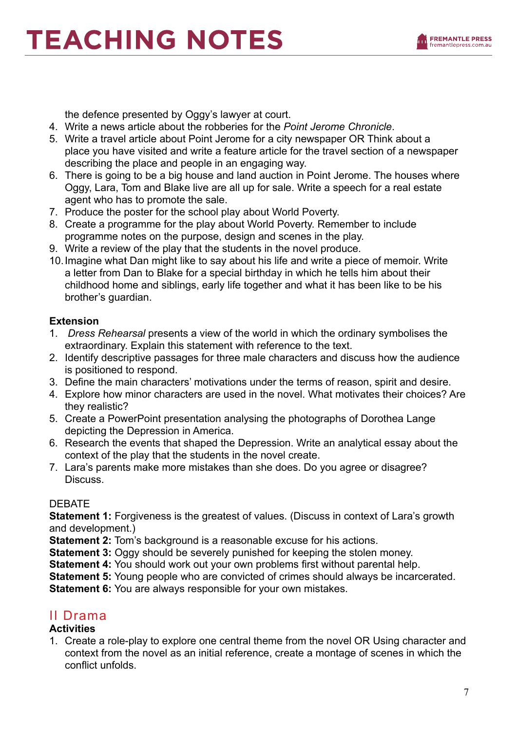the defence presented by Oggy's lawyer at court.

4. Write a news article about the robberies for the *Point Jerome Chronicle*.
5. Write a travel article about Point Jerome for a city newspaper OR Think about a place you have visited and write a feature article for the travel section of a newspaper describing the place and people in an engaging way.
6. There is going to be a big house and land auction in Point Jerome. The houses where Oggy, Lara, Tom and Blake live are all up for sale. Write a speech for a real estate agent who has to promote the sale.
7. Produce the poster for the school play about World Poverty.
8. Create a programme for the play about World Poverty. Remember to include programme notes on the purpose, design and scenes in the play.
9. Write a review of the play that the students in the novel produce.
10. Imagine what Dan might like to say about his life and write a piece of memoir. Write a letter from Dan to Blake for a special birthday in which he tells him about their childhood home and siblings, early life together and what it has been like to be his brother's guardian.

**Extension**

1. *Dress Rehearsal* presents a view of the world in which the ordinary symbolises the extraordinary. Explain this statement with reference to the text.
2. Identify descriptive passages for three male characters and discuss how the audience is positioned to respond.
3. Define the main characters' motivations under the terms of reason, spirit and desire.
4. Explore how minor characters are used in the novel. What motivates their choices? Are they realistic?
5. Create a PowerPoint presentation analysing the photographs of Dorothea Lange depicting the Depression in America.
6. Research the events that shaped the Depression. Write an analytical essay about the context of the play that the students in the novel create.
7. Lara's parents make more mistakes than she does. Do you agree or disagree? Discuss.

DEBATE

**Statement 1:** Forgiveness is the greatest of values. (Discuss in context of Lara's growth and development.)
**Statement 2:** Tom's background is a reasonable excuse for his actions.
**Statement 3:** Oggy should be severely punished for keeping the stolen money.
**Statement 4:** You should work out your own problems first without parental help.
**Statement 5:** Young people who are convicted of crimes should always be incarcerated.
**Statement 6:** You are always responsible for your own mistakes.

## II Drama

**Activities**

1. Create a role-play to explore one central theme from the novel OR Using character and context from the novel as an initial reference, create a montage of scenes in which the conflict unfolds.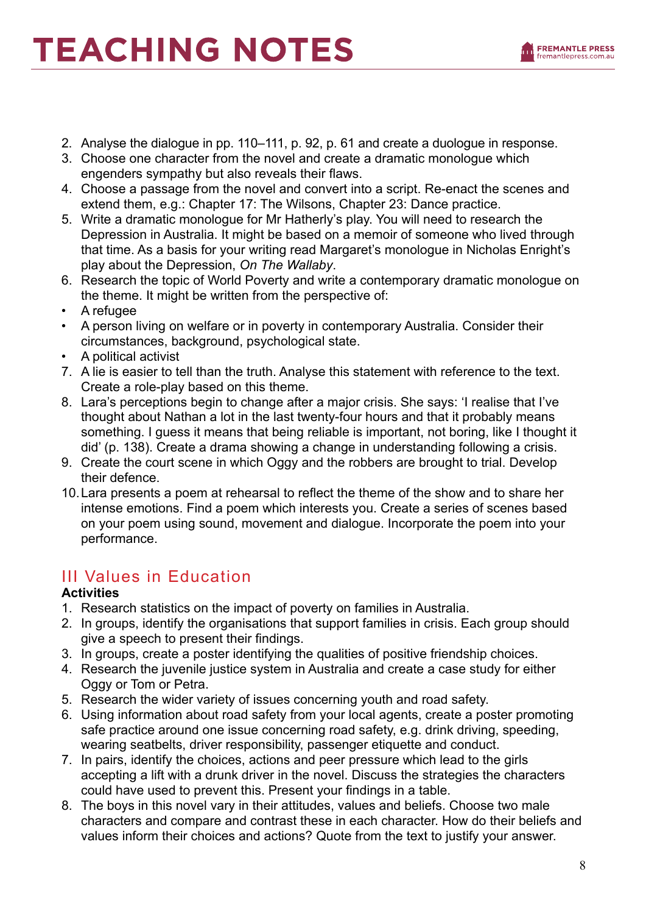2. Analyse the dialogue in pp. 110–111, p. 92, p. 61 and create a duologue in response.
3. Choose one character from the novel and create a dramatic monologue which engenders sympathy but also reveals their flaws.
4. Choose a passage from the novel and convert into a script. Re-enact the scenes and extend them, e.g.: Chapter 17: The Wilsons, Chapter 23: Dance practice.
5. Write a dramatic monologue for Mr Hatherly's play. You will need to research the Depression in Australia. It might be based on a memoir of someone who lived through that time. As a basis for your writing read Margaret's monologue in Nicholas Enright's play about the Depression, *On The Wallaby*.
6. Research the topic of World Poverty and write a contemporary dramatic monologue on the theme. It might be written from the perspective of:

- A refugee
- A person living on welfare or in poverty in contemporary Australia. Consider their circumstances, background, psychological state.
- A political activist

7. A lie is easier to tell than the truth. Analyse this statement with reference to the text. Create a role-play based on this theme.
8. Lara's perceptions begin to change after a major crisis. She says: 'I realise that I've thought about Nathan a lot in the last twenty-four hours and that it probably means something. I guess it means that being reliable is important, not boring, like I thought it did' (p. 138). Create a drama showing a change in understanding following a crisis.
9. Create the court scene in which Oggy and the robbers are brought to trial. Develop their defence.
10. Lara presents a poem at rehearsal to reflect the theme of the show and to share her intense emotions. Find a poem which interests you. Create a series of scenes based on your poem using sound, movement and dialogue. Incorporate the poem into your performance.

## III Values in Education

**Activities**

1. Research statistics on the impact of poverty on families in Australia.
2. In groups, identify the organisations that support families in crisis. Each group should give a speech to present their findings.
3. In groups, create a poster identifying the qualities of positive friendship choices.
4. Research the juvenile justice system in Australia and create a case study for either Oggy or Tom or Petra.
5. Research the wider variety of issues concerning youth and road safety.
6. Using information about road safety from your local agents, create a poster promoting safe practice around one issue concerning road safety, e.g. drink driving, speeding, wearing seatbelts, driver responsibility, passenger etiquette and conduct.
7. In pairs, identify the choices, actions and peer pressure which lead to the girls accepting a lift with a drunk driver in the novel. Discuss the strategies the characters could have used to prevent this. Present your findings in a table.
8. The boys in this novel vary in their attitudes, values and beliefs. Choose two male characters and compare and contrast these in each character. How do their beliefs and values inform their choices and actions? Quote from the text to justify your answer.